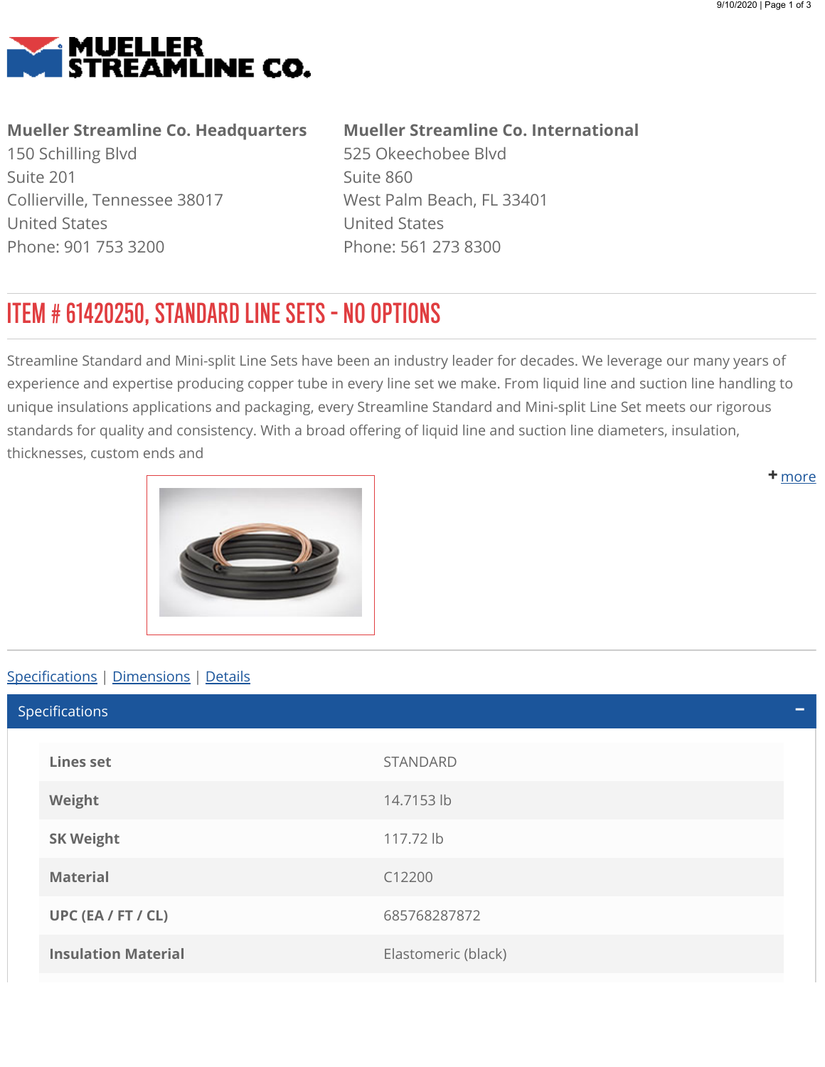# MUELLER STREAMLINE CO.

**Mueller Streamline Co. Headquarters**
150 Schilling Blvd
Suite 201
Collierville, Tennessee 38017
United States
Phone: 901 753 3200

**Mueller Streamline Co. International**
525 Okeechobee Blvd
Suite 860
West Palm Beach, FL 33401
United States
Phone: 561 273 8300

## ITEM # 61420250, STANDARD LINE SETS - NO OPTIONS

Streamline Standard and Mini-split Line Sets have been an industry leader for decades. We leverage our many years of experience and expertise producing copper tube in every line set we make. From liquid line and suction line handling to unique insulations applications and packaging, every Streamline Standard and Mini-split Line Set meets our rigorous standards for quality and consistency. With a broad offering of liquid line and suction line diameters, insulation, thicknesses, custom ends and

+ more

Specifications | Dimensions | Details

### Specifications

| | |
|---|---|
| **Lines set** | STANDARD |
| **Weight** | 14.7153 lb |
| **SK Weight** | 117.72 lb |
| **Material** | C12200 |
| **UPC (EA / FT / CL)** | 685768287872 |
| **Insulation Material** | Elastomeric (black) |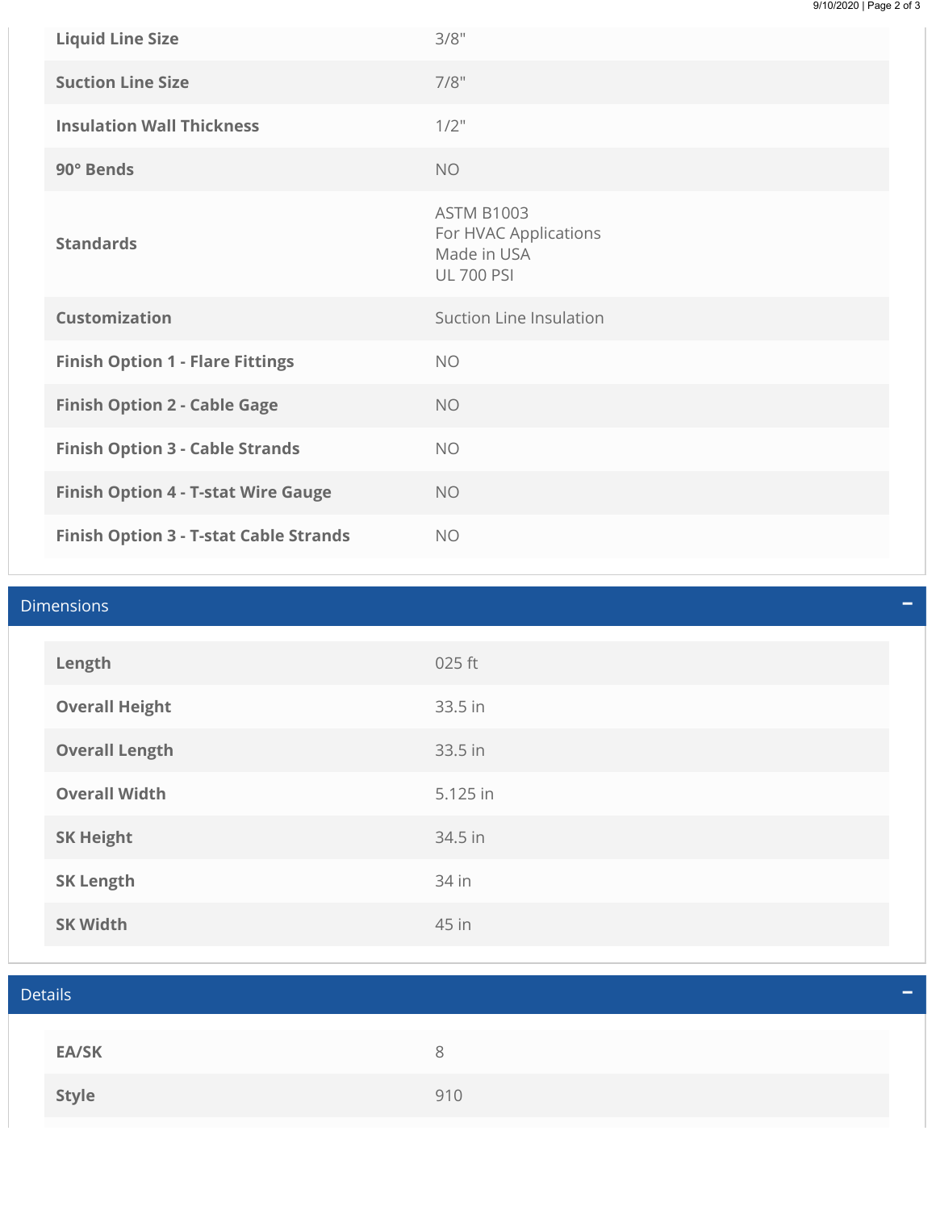| | |
|---|---|
| **Liquid Line Size** | 3/8" |
| **Suction Line Size** | 7/8" |
| **Insulation Wall Thickness** | 1/2" |
| **90° Bends** | NO |
| **Standards** | ASTM B1003<br>For HVAC Applications<br>Made in USA<br>UL 700 PSI |
| **Customization** | Suction Line Insulation |
| **Finish Option 1 - Flare Fittings** | NO |
| **Finish Option 2 - Cable Gage** | NO |
| **Finish Option 3 - Cable Strands** | NO |
| **Finish Option 4 - T-stat Wire Gauge** | NO |
| **Finish Option 3 - T-stat Cable Strands** | NO |

## Dimensions

| | |
|---|---|
| **Length** | 025 ft |
| **Overall Height** | 33.5 in |
| **Overall Length** | 33.5 in |
| **Overall Width** | 5.125 in |
| **SK Height** | 34.5 in |
| **SK Length** | 34 in |
| **SK Width** | 45 in |

## Details

| | |
|---|---|
| **EA/SK** | 8 |
| **Style** | 910 |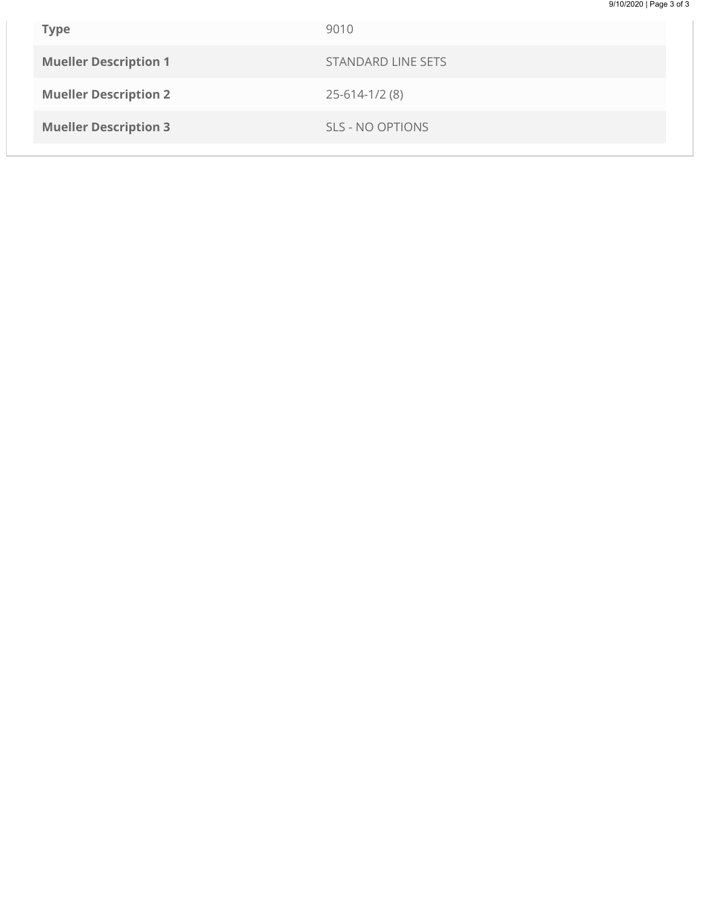| | |
|---|---|
| **Type** | 9010 |
| **Mueller Description 1** | STANDARD LINE SETS |
| **Mueller Description 2** | 25-614-1/2 (8) |
| **Mueller Description 3** | SLS - NO OPTIONS |